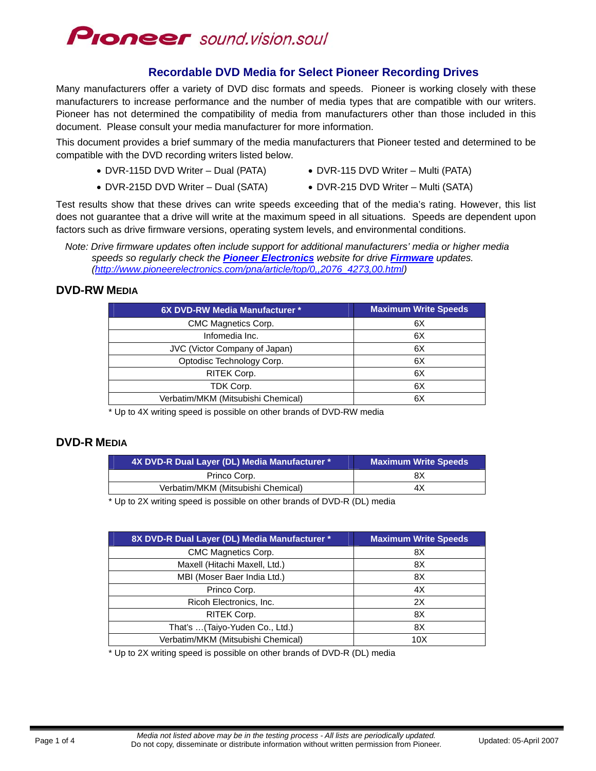Pioneer sound.vision.soul

## Recordable DVD Media for Select Pioneer Recording Drives

Many manufacturers offer a variety of DVD disc formats and speeds. Pioneer is working closely with these manufacturers to increase performance and the number of media types that are compatible with our writers. Pioneer has not determined the compatibility of media from manufacturers other than those included in this document. Please consult your media manufacturer for more information.

This document provides a brief summary of the media manufacturers that Pioneer tested and determined to be compatible with the DVD recording writers listed below.

- DVR-115D DVD Writer – Dual (PATA)
- DVR-215D DVD Writer – Dual (SATA)
- DVR-115 DVD Writer – Multi (PATA)
- DVR-215 DVD Writer – Multi (SATA)

Test results show that these drives can write speeds exceeding that of the media's rating. However, this list does not guarantee that a drive will write at the maximum speed in all situations. Speeds are dependent upon factors such as drive firmware versions, operating system levels, and environmental conditions.

*Note: Drive firmware updates often include support for additional manufacturers' media or higher media speeds so regularly check the **Pioneer Electronics** website for drive **Firmware** updates. (http://www.pioneerelectronics.com/pna/article/top/0,,2076_4273,00.html)*

### DVD-RW Media

| 6X DVD-RW Media Manufacturer * | Maximum Write Speeds |
|---|---|
| CMC Magnetics Corp. | 6X |
| Infomedia Inc. | 6X |
| JVC (Victor Company of Japan) | 6X |
| Optodisc Technology Corp. | 6X |
| RITEK Corp. | 6X |
| TDK Corp. | 6X |
| Verbatim/MKM (Mitsubishi Chemical) | 6X |

* Up to 4X writing speed is possible on other brands of DVD-RW media

### DVD-R Media

| 4X DVD-R Dual Layer (DL) Media Manufacturer * | Maximum Write Speeds |
|---|---|
| Princo Corp. | 8X |
| Verbatim/MKM (Mitsubishi Chemical) | 4X |

* Up to 2X writing speed is possible on other brands of DVD-R (DL) media

| 8X DVD-R Dual Layer (DL) Media Manufacturer * | Maximum Write Speeds |
|---|---|
| CMC Magnetics Corp. | 8X |
| Maxell (Hitachi Maxell, Ltd.) | 8X |
| MBI (Moser Baer India Ltd.) | 8X |
| Princo Corp. | 4X |
| Ricoh Electronics, Inc. | 2X |
| RITEK Corp. | 8X |
| That's …(Taiyo-Yuden Co., Ltd.) | 8X |
| Verbatim/MKM (Mitsubishi Chemical) | 10X |

* Up to 2X writing speed is possible on other brands of DVD-R (DL) media

*Media not listed above may be in the testing process - All lists are periodically updated.*
Do not copy, disseminate or distribute information without written permission from Pioneer.

Updated: 05-April 2007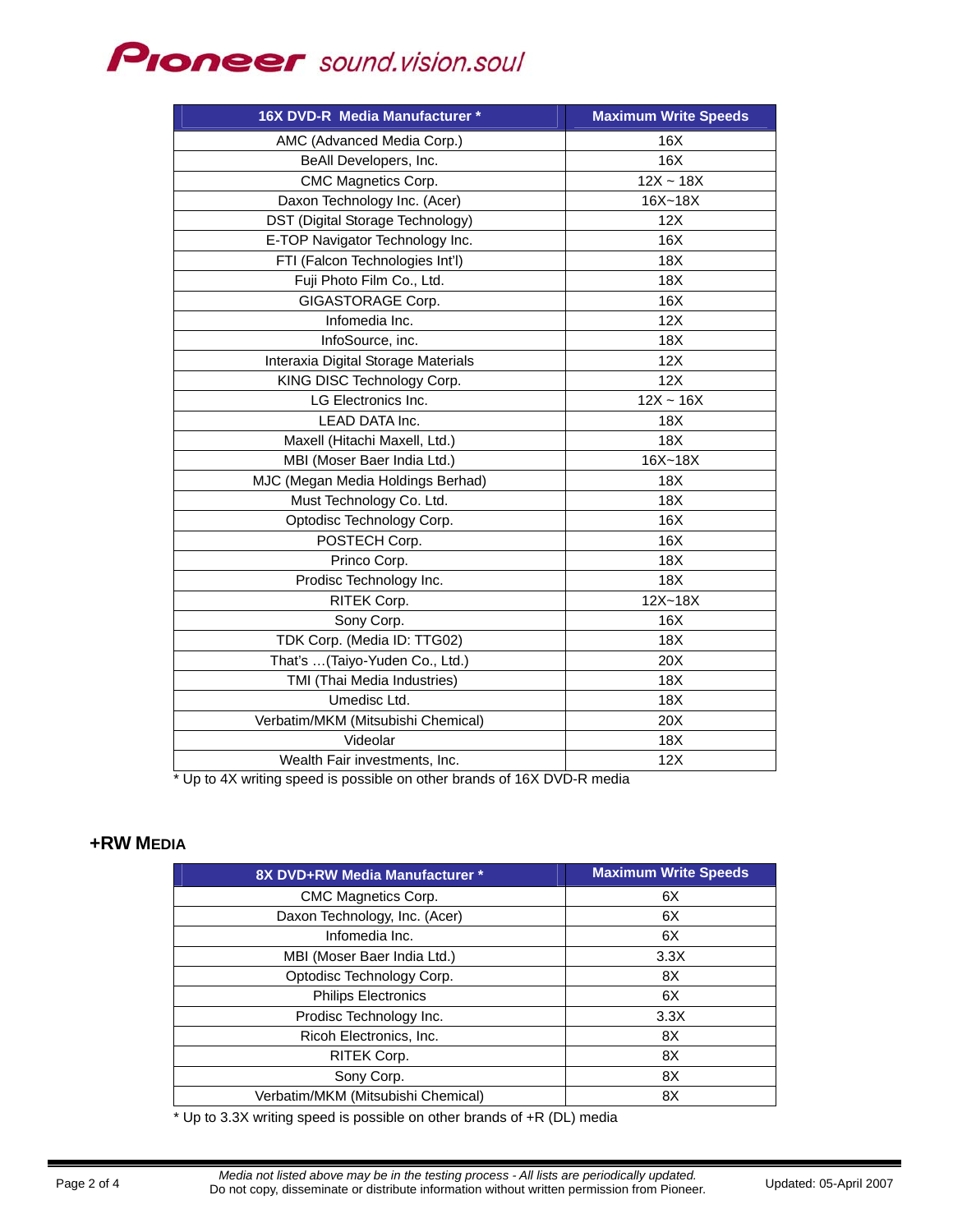| 16X DVD-R Media Manufacturer * | Maximum Write Speeds |
|---|---|
| AMC (Advanced Media Corp.) | 16X |
| BeAll Developers, Inc. | 16X |
| CMC Magnetics Corp. | 12X ~ 18X |
| Daxon Technology Inc. (Acer) | 16X~18X |
| DST (Digital Storage Technology) | 12X |
| E-TOP Navigator Technology Inc. | 16X |
| FTI (Falcon Technologies Int'l) | 18X |
| Fuji Photo Film Co., Ltd. | 18X |
| GIGASTORAGE Corp. | 16X |
| Infomedia Inc. | 12X |
| InfoSource, inc. | 18X |
| Interaxia Digital Storage Materials | 12X |
| KING DISC Technology Corp. | 12X |
| LG Electronics Inc. | 12X ~ 16X |
| LEAD DATA Inc. | 18X |
| Maxell (Hitachi Maxell, Ltd.) | 18X |
| MBI (Moser Baer India Ltd.) | 16X~18X |
| MJC (Megan Media Holdings Berhad) | 18X |
| Must Technology Co. Ltd. | 18X |
| Optodisc Technology Corp. | 16X |
| POSTECH Corp. | 16X |
| Princo Corp. | 18X |
| Prodisc Technology Inc. | 18X |
| RITEK Corp. | 12X~18X |
| Sony Corp. | 16X |
| TDK Corp. (Media ID: TTG02) | 18X |
| That's …(Taiyo-Yuden Co., Ltd.) | 20X |
| TMI (Thai Media Industries) | 18X |
| Umedisc Ltd. | 18X |
| Verbatim/MKM (Mitsubishi Chemical) | 20X |
| Videolar | 18X |
| Wealth Fair investments, Inc. | 12X |

* Up to 4X writing speed is possible on other brands of 16X DVD-R media

## +RW MEDIA

| 8X DVD+RW Media Manufacturer * | Maximum Write Speeds |
|---|---|
| CMC Magnetics Corp. | 6X |
| Daxon Technology, Inc. (Acer) | 6X |
| Infomedia Inc. | 6X |
| MBI (Moser Baer India Ltd.) | 3.3X |
| Optodisc Technology Corp. | 8X |
| Philips Electronics | 6X |
| Prodisc Technology Inc. | 3.3X |
| Ricoh Electronics, Inc. | 8X |
| RITEK Corp. | 8X |
| Sony Corp. | 8X |
| Verbatim/MKM (Mitsubishi Chemical) | 8X |

* Up to 3.3X writing speed is possible on other brands of +R (DL) media

*Media not listed above may be in the testing process - All lists are periodically updated.*
Do not copy, disseminate or distribute information without written permission from Pioneer.

Updated: 05-April 2007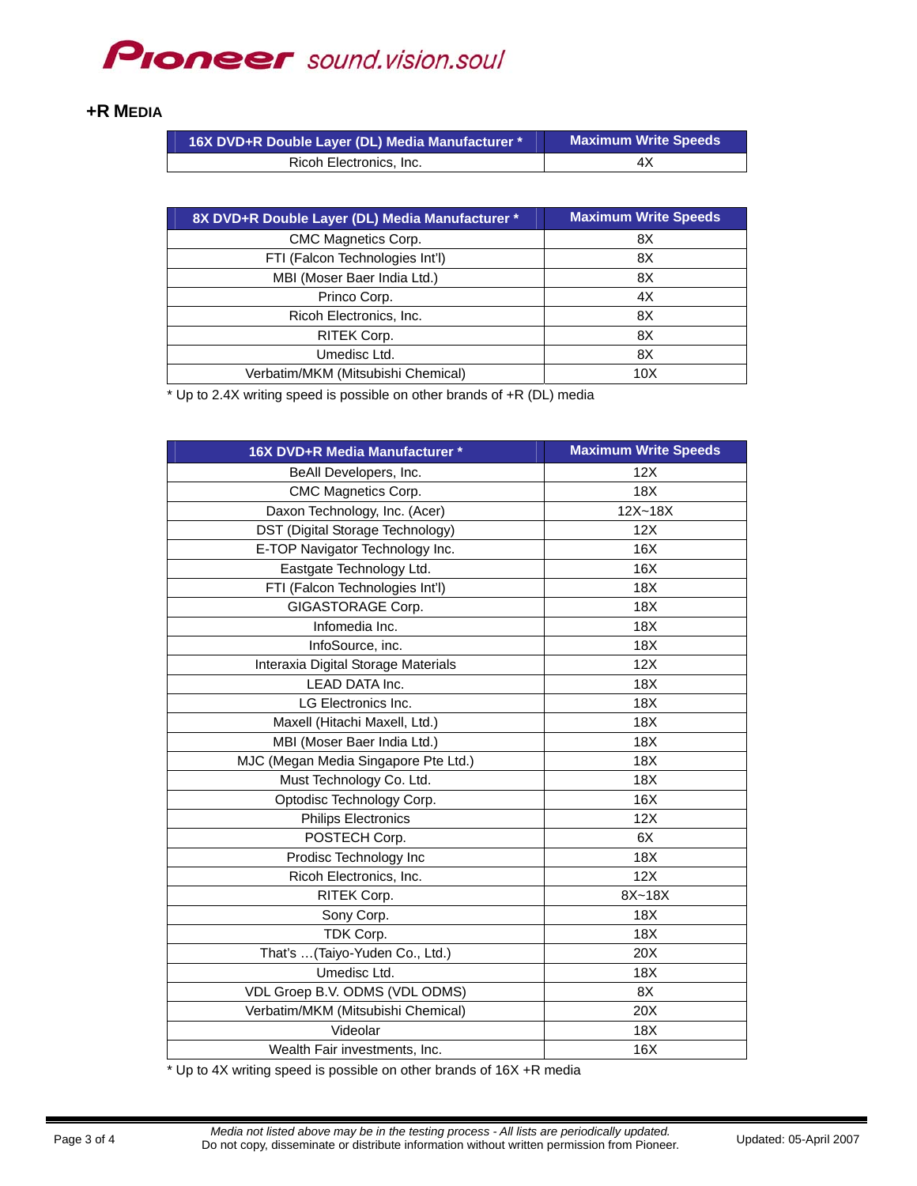## +R MEDIA

| 16X DVD+R Double Layer (DL) Media Manufacturer * | Maximum Write Speeds |
|---|---|
| Ricoh Electronics, Inc. | 4X |

| 8X DVD+R Double Layer (DL) Media Manufacturer * | Maximum Write Speeds |
|---|---|
| CMC Magnetics Corp. | 8X |
| FTI (Falcon Technologies Int'l) | 8X |
| MBI (Moser Baer India Ltd.) | 8X |
| Princo Corp. | 4X |
| Ricoh Electronics, Inc. | 8X |
| RITEK Corp. | 8X |
| Umedisc Ltd. | 8X |
| Verbatim/MKM (Mitsubishi Chemical) | 10X |

* Up to 2.4X writing speed is possible on other brands of +R (DL) media

| 16X DVD+R Media Manufacturer * | Maximum Write Speeds |
|---|---|
| BeAll Developers, Inc. | 12X |
| CMC Magnetics Corp. | 18X |
| Daxon Technology, Inc. (Acer) | 12X~18X |
| DST (Digital Storage Technology) | 12X |
| E-TOP Navigator Technology Inc. | 16X |
| Eastgate Technology Ltd. | 16X |
| FTI (Falcon Technologies Int'l) | 18X |
| GIGASTORAGE Corp. | 18X |
| Infomedia Inc. | 18X |
| InfoSource, inc. | 18X |
| Interaxia Digital Storage Materials | 12X |
| LEAD DATA Inc. | 18X |
| LG Electronics Inc. | 18X |
| Maxell (Hitachi Maxell, Ltd.) | 18X |
| MBI (Moser Baer India Ltd.) | 18X |
| MJC (Megan Media Singapore Pte Ltd.) | 18X |
| Must Technology Co. Ltd. | 18X |
| Optodisc Technology Corp. | 16X |
| Philips Electronics | 12X |
| POSTECH Corp. | 6X |
| Prodisc Technology Inc | 18X |
| Ricoh Electronics, Inc. | 12X |
| RITEK Corp. | 8X~18X |
| Sony Corp. | 18X |
| TDK Corp. | 18X |
| That's …(Taiyo-Yuden Co., Ltd.) | 20X |
| Umedisc Ltd. | 18X |
| VDL Groep B.V. ODMS (VDL ODMS) | 8X |
| Verbatim/MKM (Mitsubishi Chemical) | 20X |
| Videolar | 18X |
| Wealth Fair investments, Inc. | 16X |

* Up to 4X writing speed is possible on other brands of 16X +R media

*Media not listed above may be in the testing process - All lists are periodically updated.*
Do not copy, disseminate or distribute information without written permission from Pioneer.

Updated: 05-April 2007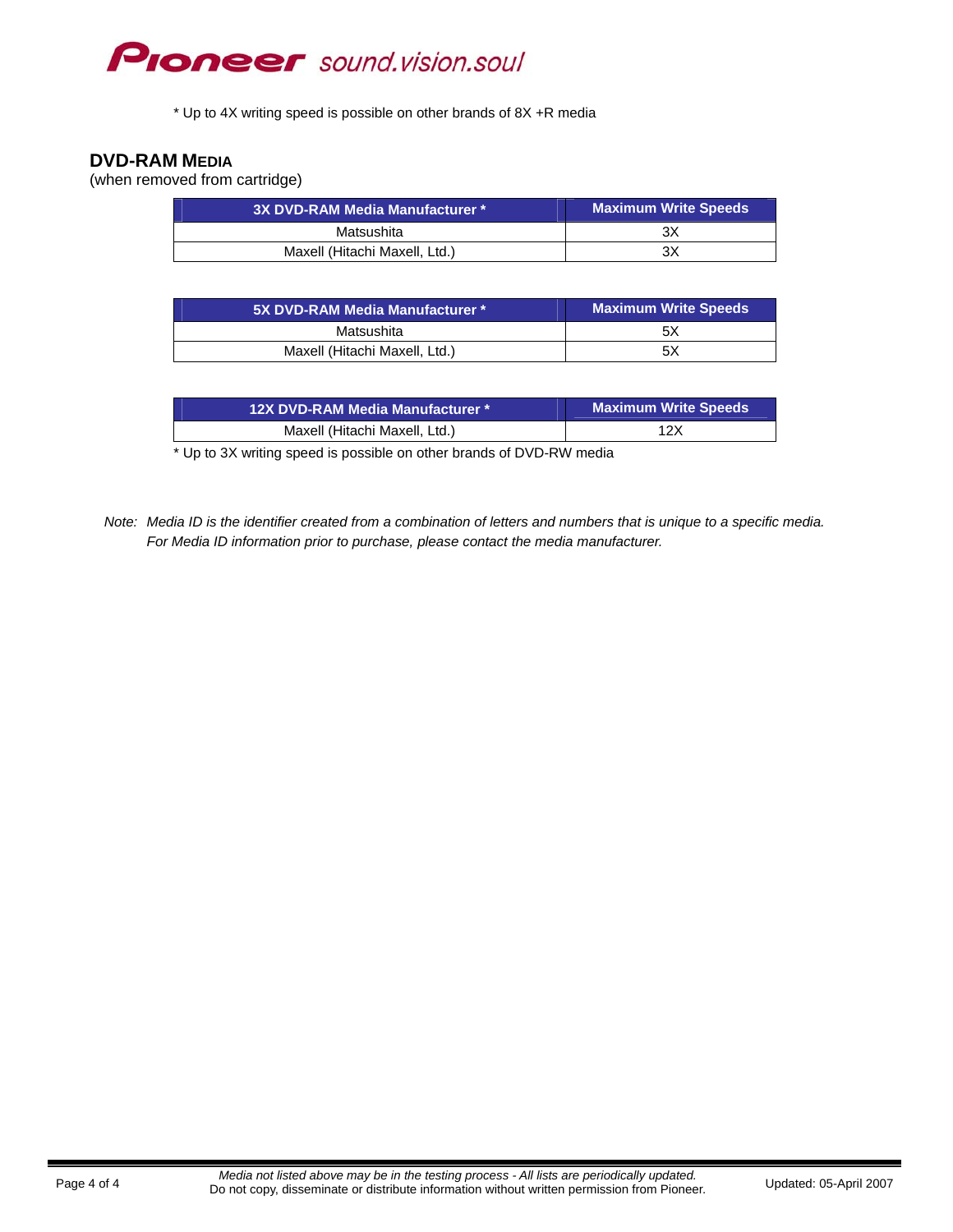* Up to 4X writing speed is possible on other brands of 8X +R media

## DVD-RAM MEDIA

(when removed from cartridge)

| 3X DVD-RAM Media Manufacturer * | Maximum Write Speeds |
|---|---|
| Matsushita | 3X |
| Maxell (Hitachi Maxell, Ltd.) | 3X |

| 5X DVD-RAM Media Manufacturer * | Maximum Write Speeds |
|---|---|
| Matsushita | 5X |
| Maxell (Hitachi Maxell, Ltd.) | 5X |

| 12X DVD-RAM Media Manufacturer * | Maximum Write Speeds |
|---|---|
| Maxell (Hitachi Maxell, Ltd.) | 12X |

* Up to 3X writing speed is possible on other brands of DVD-RW media

*Note: Media ID is the identifier created from a combination of letters and numbers that is unique to a specific media. For Media ID information prior to purchase, please contact the media manufacturer.*

*Media not listed above may be in the testing process - All lists are periodically updated.*
Do not copy, disseminate or distribute information without written permission from Pioneer.

Updated: 05-April 2007